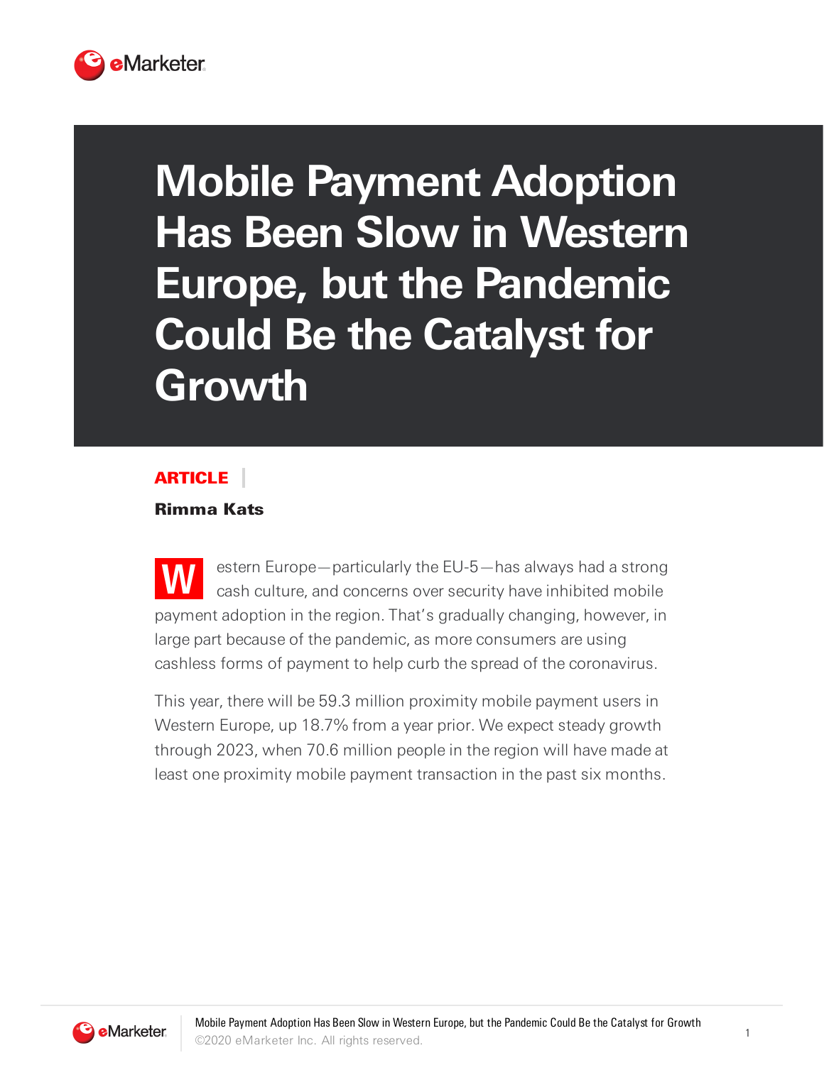# Mobile Payment Adoption Has Been Slow in Western Europe, but the Pandemic Could Be the Catalyst for Growth

**ARTICLE**

**Rimma Kats**

Western Europe—particularly the EU-5—has always had a strong cash culture, and concerns over security have inhibited mobile payment adoption in the region. That's gradually changing, however, in large part because of the pandemic, as more consumers are using cashless forms of payment to help curb the spread of the coronavirus.

This year, there will be 59.3 million proximity mobile payment users in Western Europe, up 18.7% from a year prior. We expect steady growth through 2023, when 70.6 million people in the region will have made at least one proximity mobile payment transaction in the past six months.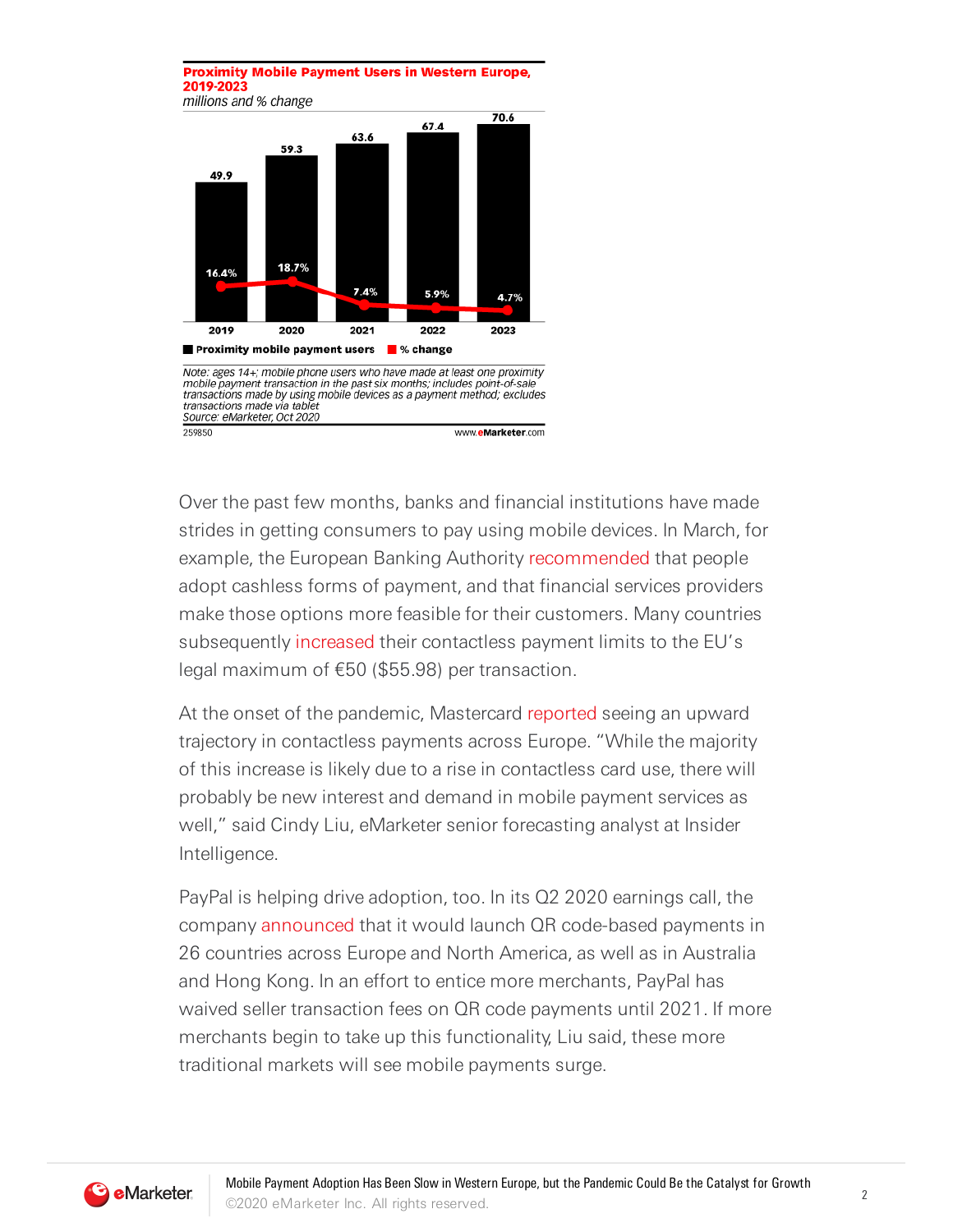**Proximity Mobile Payment Users in Western Europe, 2019-2023**
*millions and % change*

| | 2019 | 2020 | 2021 | 2022 | 2023 |
|---|---|---|---|---|---|
| Proximity mobile payment users | 49.9 | 59.3 | 63.6 | 67.4 | 70.6 |
| % change | 16.4% | 18.7% | 7.4% | 5.9% | 4.7% |

*Note: ages 14+; mobile phone users who have made at least one proximity mobile payment transaction in the past six months; includes point-of-sale transactions made by using mobile devices as a payment method; excludes transactions made via tablet*
*Source: eMarketer, Oct 2020*

259850 www.eMarketer.com

Over the past few months, banks and financial institutions have made strides in getting consumers to pay using mobile devices. In March, for example, the European Banking Authority recommended that people adopt cashless forms of payment, and that financial services providers make those options more feasible for their customers. Many countries subsequently increased their contactless payment limits to the EU's legal maximum of €50 ($55.98) per transaction.

At the onset of the pandemic, Mastercard reported seeing an upward trajectory in contactless payments across Europe. "While the majority of this increase is likely due to a rise in contactless card use, there will probably be new interest and demand in mobile payment services as well," said Cindy Liu, eMarketer senior forecasting analyst at Insider Intelligence.

PayPal is helping drive adoption, too. In its Q2 2020 earnings call, the company announced that it would launch QR code-based payments in 26 countries across Europe and North America, as well as in Australia and Hong Kong. In an effort to entice more merchants, PayPal has waived seller transaction fees on QR code payments until 2021. If more merchants begin to take up this functionality, Liu said, these more traditional markets will see mobile payments surge.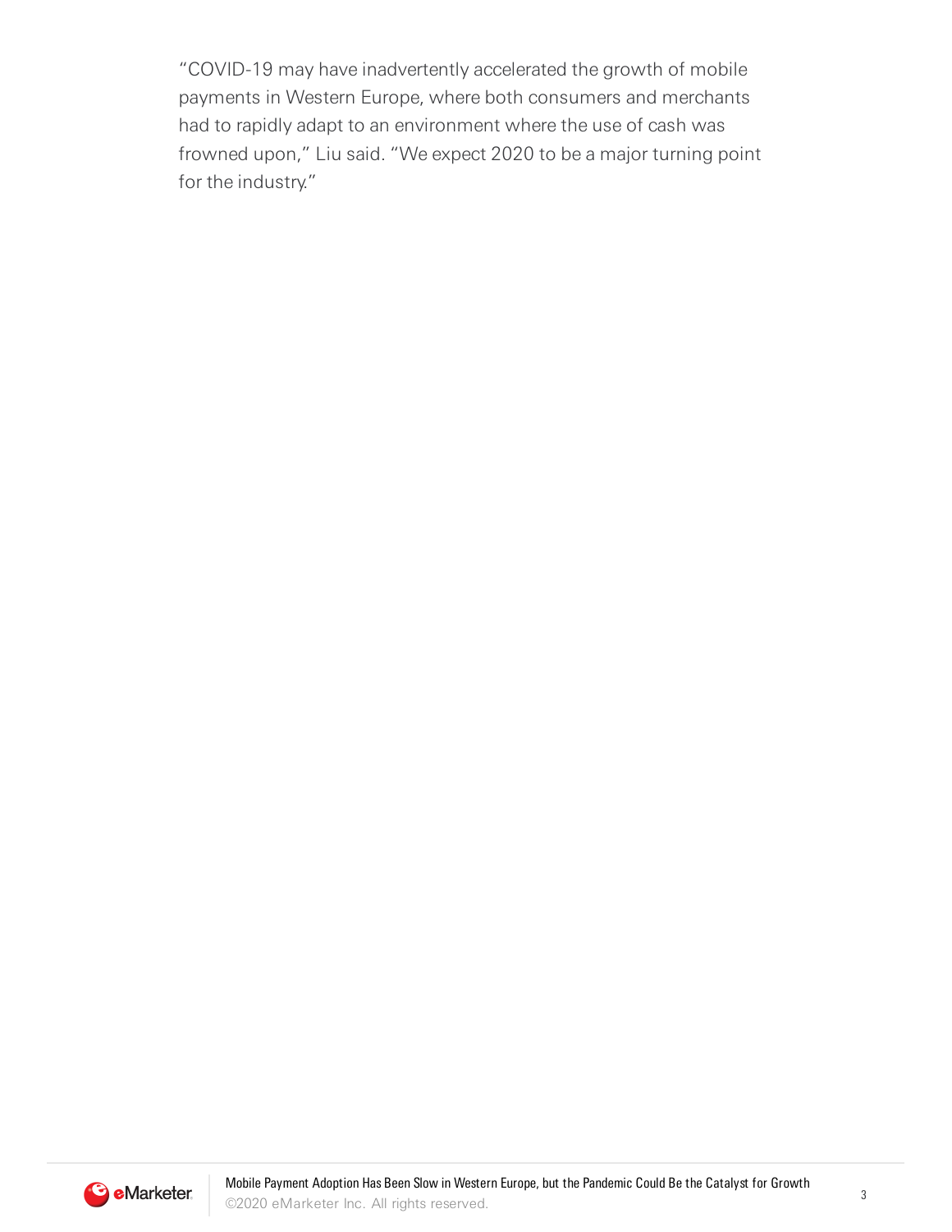"COVID-19 may have inadvertently accelerated the growth of mobile payments in Western Europe, where both consumers and merchants had to rapidly adapt to an environment where the use of cash was frowned upon," Liu said. "We expect 2020 to be a major turning point for the industry."